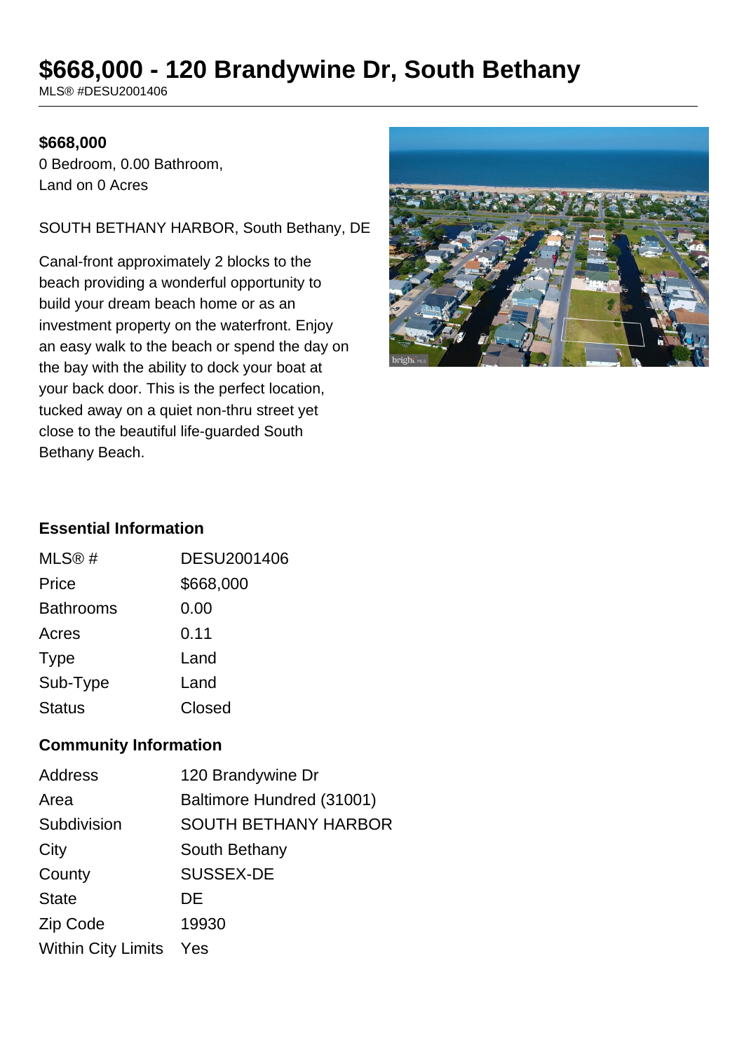# $668,000 - 120 Brandywine Dr, South Bethany

MLS® #DESU2001406

**$668,000**

0 Bedroom, 0.00 Bathroom,
Land on 0 Acres

SOUTH BETHANY HARBOR, South Bethany, DE

Canal-front approximately 2 blocks to the beach providing a wonderful opportunity to build your dream beach home or as an investment property on the waterfront. Enjoy an easy walk to the beach or spend the day on the bay with the ability to dock your boat at your back door. This is the perfect location, tucked away on a quiet non-thru street yet close to the beautiful life-guarded South Bethany Beach.

### Essential Information

| | |
|---|---|
| MLS® # | DESU2001406 |
| Price | $668,000 |
| Bathrooms | 0.00 |
| Acres | 0.11 |
| Type | Land |
| Sub-Type | Land |
| Status | Closed |

### Community Information

| | |
|---|---|
| Address | 120 Brandywine Dr |
| Area | Baltimore Hundred (31001) |
| Subdivision | SOUTH BETHANY HARBOR |
| City | South Bethany |
| County | SUSSEX-DE |
| State | DE |
| Zip Code | 19930 |
| Within City Limits | Yes |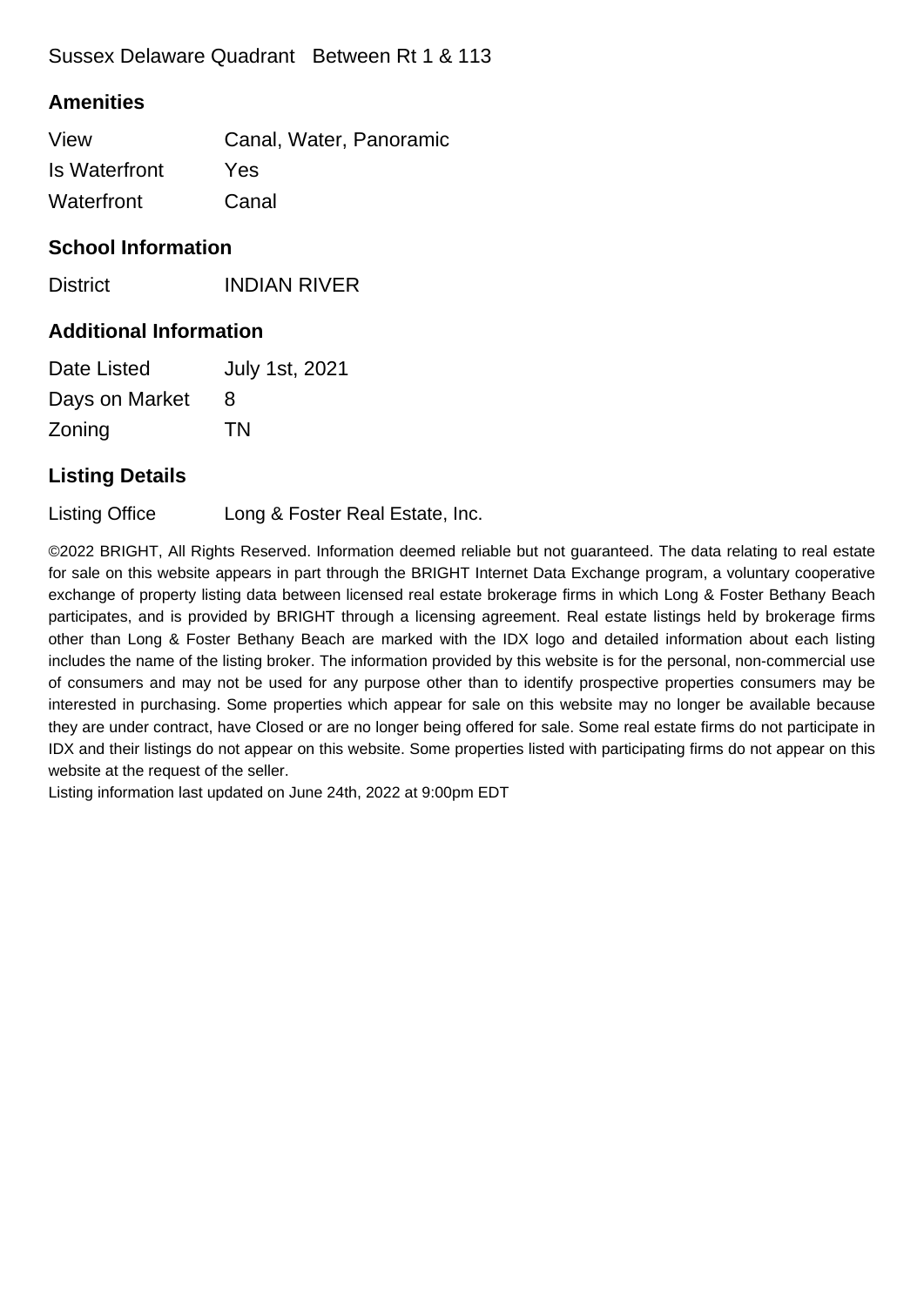Sussex Delaware Quadrant Between Rt 1 & 113

## Amenities

| | |
|---|---|
| View | Canal, Water, Panoramic |
| Is Waterfront | Yes |
| Waterfront | Canal |

## School Information

| | |
|---|---|
| District | INDIAN RIVER |

## Additional Information

| | |
|---|---|
| Date Listed | July 1st, 2021 |
| Days on Market | 8 |
| Zoning | TN |

## Listing Details

| | |
|---|---|
| Listing Office | Long & Foster Real Estate, Inc. |

©2022 BRIGHT, All Rights Reserved. Information deemed reliable but not guaranteed. The data relating to real estate for sale on this website appears in part through the BRIGHT Internet Data Exchange program, a voluntary cooperative exchange of property listing data between licensed real estate brokerage firms in which Long & Foster Bethany Beach participates, and is provided by BRIGHT through a licensing agreement. Real estate listings held by brokerage firms other than Long & Foster Bethany Beach are marked with the IDX logo and detailed information about each listing includes the name of the listing broker. The information provided by this website is for the personal, non-commercial use of consumers and may not be used for any purpose other than to identify prospective properties consumers may be interested in purchasing. Some properties which appear for sale on this website may no longer be available because they are under contract, have Closed or are no longer being offered for sale. Some real estate firms do not participate in IDX and their listings do not appear on this website. Some properties listed with participating firms do not appear on this website at the request of the seller.

Listing information last updated on June 24th, 2022 at 9:00pm EDT